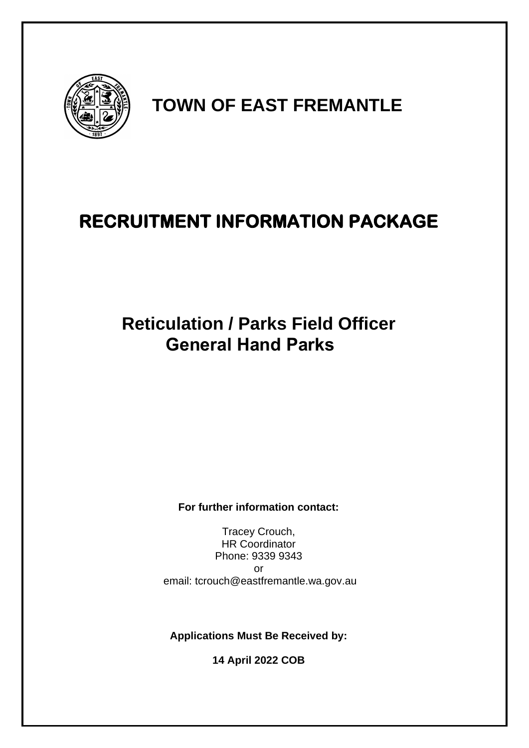# TOWN OF EAST FREMANTLE

# RECRUITMENT INFORMATION PACKAGE

## Reticulation / Parks Field Officer
## General Hand Parks

**For further information contact:**

Tracey Crouch,
HR Coordinator
Phone: 9339 9343
or
email: tcrouch@eastfremantle.wa.gov.au

**Applications Must Be Received by:**

**14 April 2022 COB**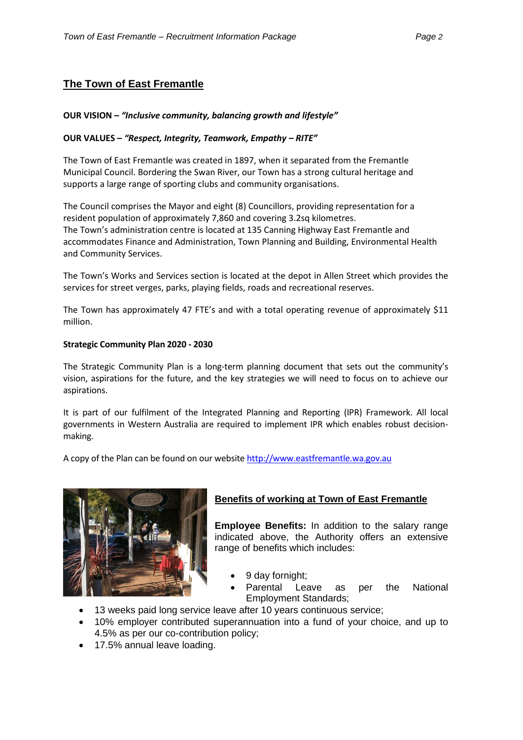## The Town of East Fremantle

**OUR VISION –** ***"Inclusive community, balancing growth and lifestyle"***

**OUR VALUES –** ***"Respect, Integrity, Teamwork, Empathy – RITE"***

The Town of East Fremantle was created in 1897, when it separated from the Fremantle Municipal Council. Bordering the Swan River, our Town has a strong cultural heritage and supports a large range of sporting clubs and community organisations.

The Council comprises the Mayor and eight (8) Councillors, providing representation for a resident population of approximately 7,860 and covering 3.2sq kilometres.
The Town's administration centre is located at 135 Canning Highway East Fremantle and accommodates Finance and Administration, Town Planning and Building, Environmental Health and Community Services.

The Town's Works and Services section is located at the depot in Allen Street which provides the services for street verges, parks, playing fields, roads and recreational reserves.

The Town has approximately 47 FTE's and with a total operating revenue of approximately $11 million.

**Strategic Community Plan 2020 - 2030**

The Strategic Community Plan is a long-term planning document that sets out the community's vision, aspirations for the future, and the key strategies we will need to focus on to achieve our aspirations.

It is part of our fulfilment of the Integrated Planning and Reporting (IPR) Framework. All local governments in Western Australia are required to implement IPR which enables robust decision-making.

A copy of the Plan can be found on our website http://www.eastfremantle.wa.gov.au

### Benefits of working at Town of East Fremantle

**Employee Benefits:** In addition to the salary range indicated above, the Authority offers an extensive range of benefits which includes:

- 9 day fornight;
- Parental Leave as per the National Employment Standards;
- 13 weeks paid long service leave after 10 years continuous service;
- 10% employer contributed superannuation into a fund of your choice, and up to 4.5% as per our co-contribution policy;
- 17.5% annual leave loading.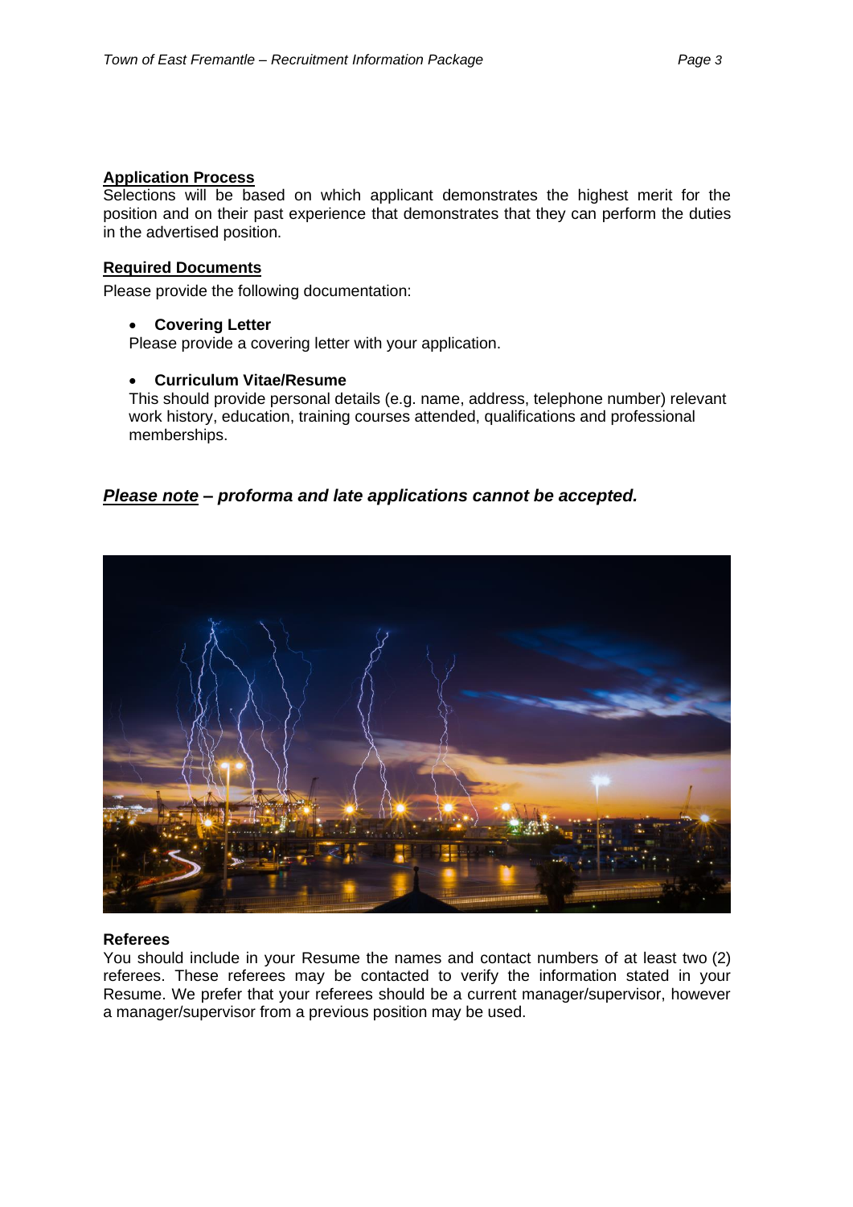## Application Process

Selections will be based on which applicant demonstrates the highest merit for the position and on their past experience that demonstrates that they can perform the duties in the advertised position.

## Required Documents

Please provide the following documentation:

- **Covering Letter**

  Please provide a covering letter with your application.

- **Curriculum Vitae/Resume**

  This should provide personal details (e.g. name, address, telephone number) relevant work history, education, training courses attended, qualifications and professional memberships.

***Please note – proforma and late applications cannot be accepted.***

**Referees**

You should include in your Resume the names and contact numbers of at least two (2) referees. These referees may be contacted to verify the information stated in your Resume. We prefer that your referees should be a current manager/supervisor, however a manager/supervisor from a previous position may be used.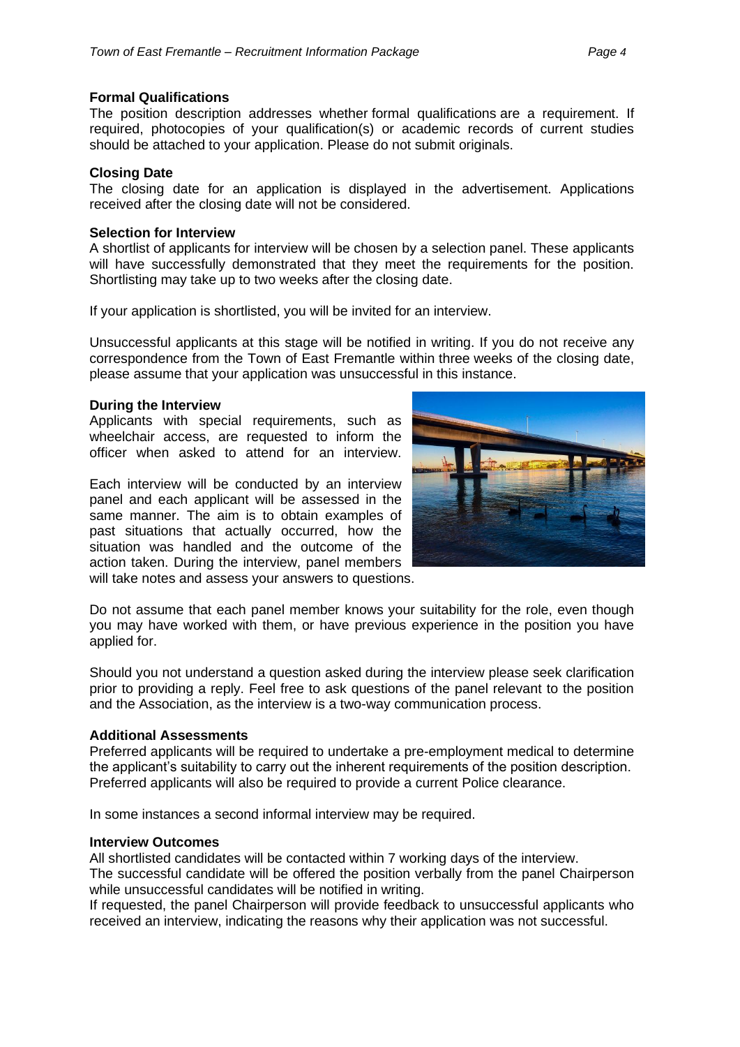**Formal Qualifications**

The position description addresses whether formal qualifications are a requirement. If required, photocopies of your qualification(s) or academic records of current studies should be attached to your application. Please do not submit originals.

**Closing Date**

The closing date for an application is displayed in the advertisement. Applications received after the closing date will not be considered.

**Selection for Interview**

A shortlist of applicants for interview will be chosen by a selection panel. These applicants will have successfully demonstrated that they meet the requirements for the position. Shortlisting may take up to two weeks after the closing date.

If your application is shortlisted, you will be invited for an interview.

Unsuccessful applicants at this stage will be notified in writing. If you do not receive any correspondence from the Town of East Fremantle within three weeks of the closing date, please assume that your application was unsuccessful in this instance.

**During the Interview**

Applicants with special requirements, such as wheelchair access, are requested to inform the officer when asked to attend for an interview.

Each interview will be conducted by an interview panel and each applicant will be assessed in the same manner. The aim is to obtain examples of past situations that actually occurred, how the situation was handled and the outcome of the action taken. During the interview, panel members will take notes and assess your answers to questions.

Do not assume that each panel member knows your suitability for the role, even though you may have worked with them, or have previous experience in the position you have applied for.

Should you not understand a question asked during the interview please seek clarification prior to providing a reply. Feel free to ask questions of the panel relevant to the position and the Association, as the interview is a two-way communication process.

**Additional Assessments**

Preferred applicants will be required to undertake a pre-employment medical to determine the applicant's suitability to carry out the inherent requirements of the position description. Preferred applicants will also be required to provide a current Police clearance.

In some instances a second informal interview may be required.

**Interview Outcomes**

All shortlisted candidates will be contacted within 7 working days of the interview.
The successful candidate will be offered the position verbally from the panel Chairperson while unsuccessful candidates will be notified in writing.
If requested, the panel Chairperson will provide feedback to unsuccessful applicants who received an interview, indicating the reasons why their application was not successful.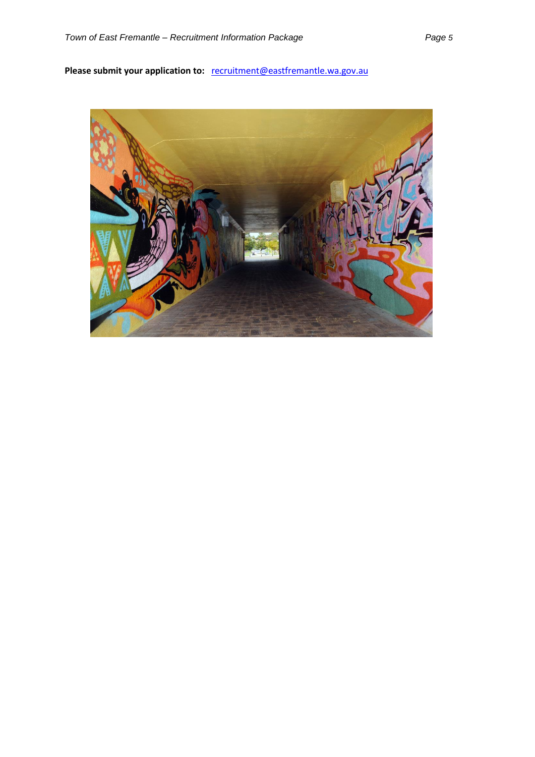**Please submit your application to:** recruitment@eastfremantle.wa.gov.au